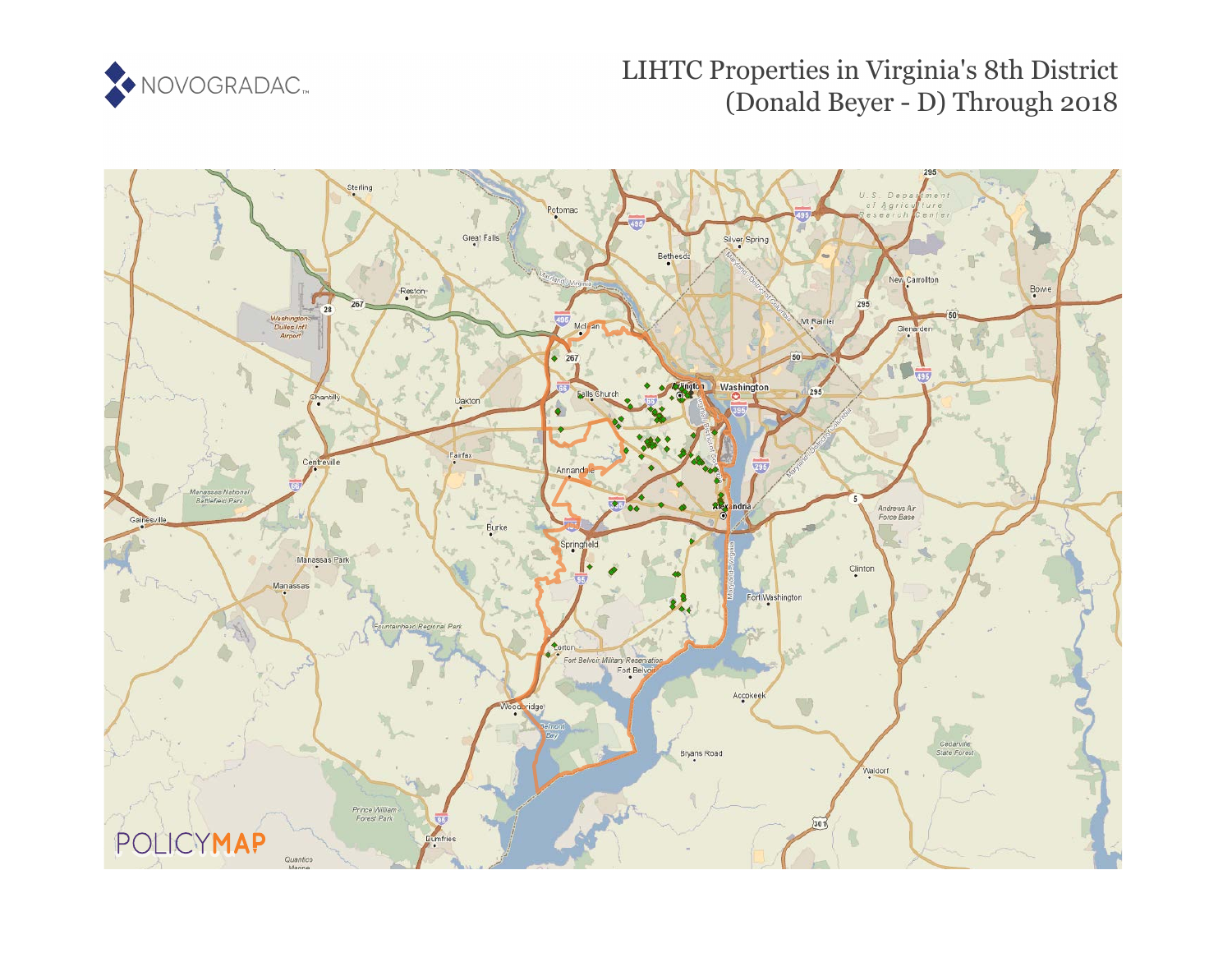# LIHTC Properties in Virginia's 8th District (Donald Beyer - D) Through 2018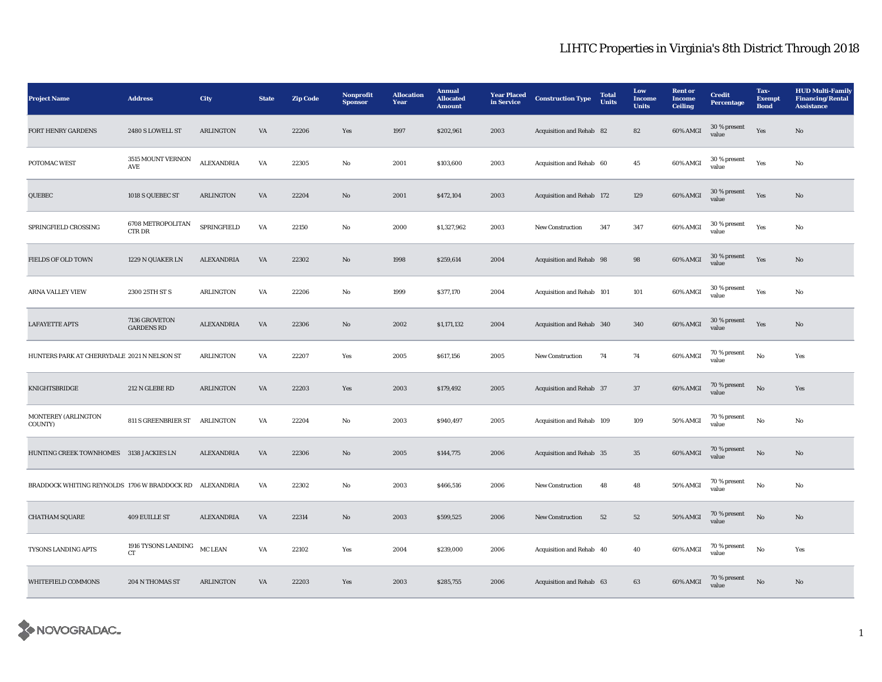# LIHTC Properties in Virginia's 8th District Through 2018

| Project Name | Address | City | State | Zip Code | Nonprofit Sponsor | Allocation Year | Annual Allocated Amount | Year Placed in Service | Construction Type | Total Units | Low Income Units | Rent or Income Ceiling | Credit Percentage | Tax-Exempt Bond | HUD Multi-Family Financing/Rental Assistance |
|---|---|---|---|---|---|---|---|---|---|---|---|---|---|---|---|
| FORT HENRY GARDENS | 2480 S LOWELL ST | ARLINGTON | VA | 22206 | Yes | 1997 | $202,961 | 2003 | Acquisition and Rehab | 82 | 82 | 60% AMGI | 30 % present value | Yes | No |
| POTOMAC WEST | 3515 MOUNT VERNON AVE | ALEXANDRIA | VA | 22305 | No | 2001 | $103,600 | 2003 | Acquisition and Rehab | 60 | 45 | 60% AMGI | 30 % present value | Yes | No |
| QUEBEC | 1018 S QUEBEC ST | ARLINGTON | VA | 22204 | No | 2001 | $472,104 | 2003 | Acquisition and Rehab | 172 | 129 | 60% AMGI | 30 % present value | Yes | No |
| SPRINGFIELD CROSSING | 6708 METROPOLITAN CTR DR | SPRINGFIELD | VA | 22150 | No | 2000 | $1,327,962 | 2003 | New Construction | 347 | 347 | 60% AMGI | 30 % present value | Yes | No |
| FIELDS OF OLD TOWN | 1229 N QUAKER LN | ALEXANDRIA | VA | 22302 | No | 1998 | $259,614 | 2004 | Acquisition and Rehab | 98 | 98 | 60% AMGI | 30 % present value | Yes | No |
| ARNA VALLEY VIEW | 2300 25TH ST S | ARLINGTON | VA | 22206 | No | 1999 | $377,170 | 2004 | Acquisition and Rehab | 101 | 101 | 60% AMGI | 30 % present value | Yes | No |
| LAFAYETTE APTS | 7136 GROVETON GARDENS RD | ALEXANDRIA | VA | 22306 | No | 2002 | $1,171,132 | 2004 | Acquisition and Rehab | 340 | 340 | 60% AMGI | 30 % present value | Yes | No |
| HUNTERS PARK AT CHERRYDALE | 2021 N NELSON ST | ARLINGTON | VA | 22207 | Yes | 2005 | $617,156 | 2005 | New Construction | 74 | 74 | 60% AMGI | 70 % present value | No | Yes |
| KNIGHTSBRIDGE | 212 N GLEBE RD | ARLINGTON | VA | 22203 | Yes | 2003 | $179,492 | 2005 | Acquisition and Rehab | 37 | 37 | 60% AMGI | 70 % present value | No | Yes |
| MONTEREY (ARLINGTON COUNTY) | 811 S GREENBRIER ST | ARLINGTON | VA | 22204 | No | 2003 | $940,497 | 2005 | Acquisition and Rehab | 109 | 109 | 50% AMGI | 70 % present value | No | No |
| HUNTING CREEK TOWNHOMES | 3138 JACKIES LN | ALEXANDRIA | VA | 22306 | No | 2005 | $144,775 | 2006 | Acquisition and Rehab | 35 | 35 | 60% AMGI | 70 % present value | No | No |
| BRADDOCK WHITING REYNOLDS | 1706 W BRADDOCK RD | ALEXANDRIA | VA | 22302 | No | 2003 | $466,516 | 2006 | New Construction | 48 | 48 | 50% AMGI | 70 % present value | No | No |
| CHATHAM SQUARE | 409 EUILLE ST | ALEXANDRIA | VA | 22314 | No | 2003 | $599,525 | 2006 | New Construction | 52 | 52 | 50% AMGI | 70 % present value | No | No |
| TYSONS LANDING APTS | 1916 TYSONS LANDING CT | MC LEAN | VA | 22102 | Yes | 2004 | $239,000 | 2006 | Acquisition and Rehab | 40 | 40 | 60% AMGI | 70 % present value | No | Yes |
| WHITEFIELD COMMONS | 204 N THOMAS ST | ARLINGTON | VA | 22203 | Yes | 2003 | $285,755 | 2006 | Acquisition and Rehab | 63 | 63 | 60% AMGI | 70 % present value | No | No |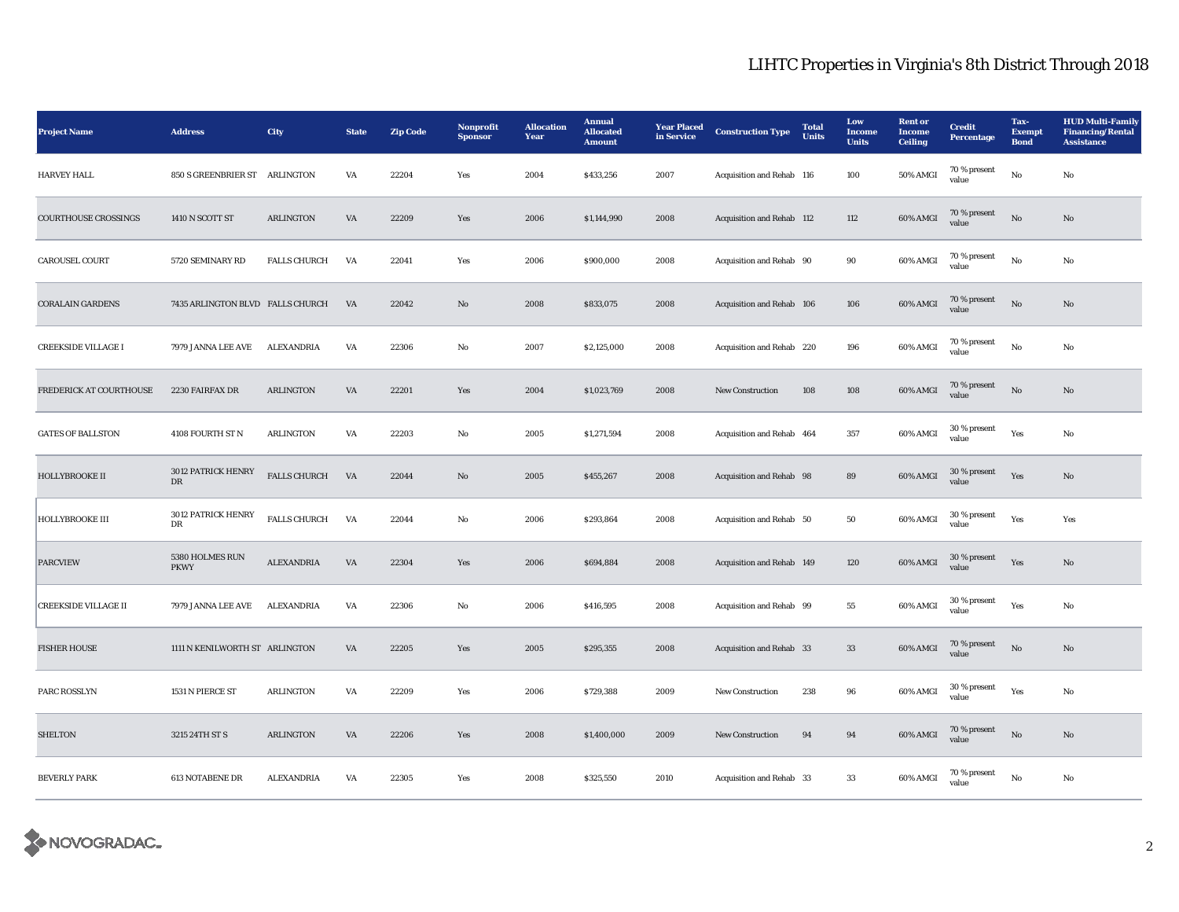# LIHTC Properties in Virginia's 8th District Through 2018

| Project Name | Address | City | State | Zip Code | Nonprofit Sponsor | Allocation Year | Annual Allocated Amount | Year Placed in Service | Construction Type | Total Units | Low Income Units | Rent or Income Ceiling | Credit Percentage | Tax-Exempt Bond | HUD Multi-Family Financing/Rental Assistance |
|---|---|---|---|---|---|---|---|---|---|---|---|---|---|---|---|
| HARVEY HALL | 850 S GREENBRIER ST | ARLINGTON | VA | 22204 | Yes | 2004 | $433,256 | 2007 | Acquisition and Rehab | 116 | 100 | 50% AMGI | 70 % present value | No | No |
| COURTHOUSE CROSSINGS | 1410 N SCOTT ST | ARLINGTON | VA | 22209 | Yes | 2006 | $1,144,990 | 2008 | Acquisition and Rehab | 112 | 112 | 60% AMGI | 70 % present value | No | No |
| CAROUSEL COURT | 5720 SEMINARY RD | FALLS CHURCH | VA | 22041 | Yes | 2006 | $900,000 | 2008 | Acquisition and Rehab | 90 | 90 | 60% AMGI | 70 % present value | No | No |
| CORALAIN GARDENS | 7435 ARLINGTON BLVD | FALLS CHURCH | VA | 22042 | No | 2008 | $833,075 | 2008 | Acquisition and Rehab | 106 | 106 | 60% AMGI | 70 % present value | No | No |
| CREEKSIDE VILLAGE I | 7979 JANNA LEE AVE | ALEXANDRIA | VA | 22306 | No | 2007 | $2,125,000 | 2008 | Acquisition and Rehab | 220 | 196 | 60% AMGI | 70 % present value | No | No |
| FREDERICK AT COURTHOUSE | 2230 FAIRFAX DR | ARLINGTON | VA | 22201 | Yes | 2004 | $1,023,769 | 2008 | New Construction | 108 | 108 | 60% AMGI | 70 % present value | No | No |
| GATES OF BALLSTON | 4108 FOURTH ST N | ARLINGTON | VA | 22203 | No | 2005 | $1,271,594 | 2008 | Acquisition and Rehab | 464 | 357 | 60% AMGI | 30 % present value | Yes | No |
| HOLLYBROOKE II | 3012 PATRICK HENRY DR | FALLS CHURCH | VA | 22044 | No | 2005 | $455,267 | 2008 | Acquisition and Rehab | 98 | 89 | 60% AMGI | 30 % present value | Yes | No |
| HOLLYBROOKE III | 3012 PATRICK HENRY DR | FALLS CHURCH | VA | 22044 | No | 2006 | $293,864 | 2008 | Acquisition and Rehab | 50 | 50 | 60% AMGI | 30 % present value | Yes | Yes |
| PARCVIEW | 5380 HOLMES RUN PKWY | ALEXANDRIA | VA | 22304 | Yes | 2006 | $694,884 | 2008 | Acquisition and Rehab | 149 | 120 | 60% AMGI | 30 % present value | Yes | No |
| CREEKSIDE VILLAGE II | 7979 JANNA LEE AVE | ALEXANDRIA | VA | 22306 | No | 2006 | $416,595 | 2008 | Acquisition and Rehab | 99 | 55 | 60% AMGI | 30 % present value | Yes | No |
| FISHER HOUSE | 1111 N KENILWORTH ST | ARLINGTON | VA | 22205 | Yes | 2005 | $295,355 | 2008 | Acquisition and Rehab | 33 | 33 | 60% AMGI | 70 % present value | No | No |
| PARC ROSSLYN | 1531 N PIERCE ST | ARLINGTON | VA | 22209 | Yes | 2006 | $729,388 | 2009 | New Construction | 238 | 96 | 60% AMGI | 30 % present value | Yes | No |
| SHELTON | 3215 24TH ST S | ARLINGTON | VA | 22206 | Yes | 2008 | $1,400,000 | 2009 | New Construction | 94 | 94 | 60% AMGI | 70 % present value | No | No |
| BEVERLY PARK | 613 NOTABENE DR | ALEXANDRIA | VA | 22305 | Yes | 2008 | $325,550 | 2010 | Acquisition and Rehab | 33 | 33 | 60% AMGI | 70 % present value | No | No |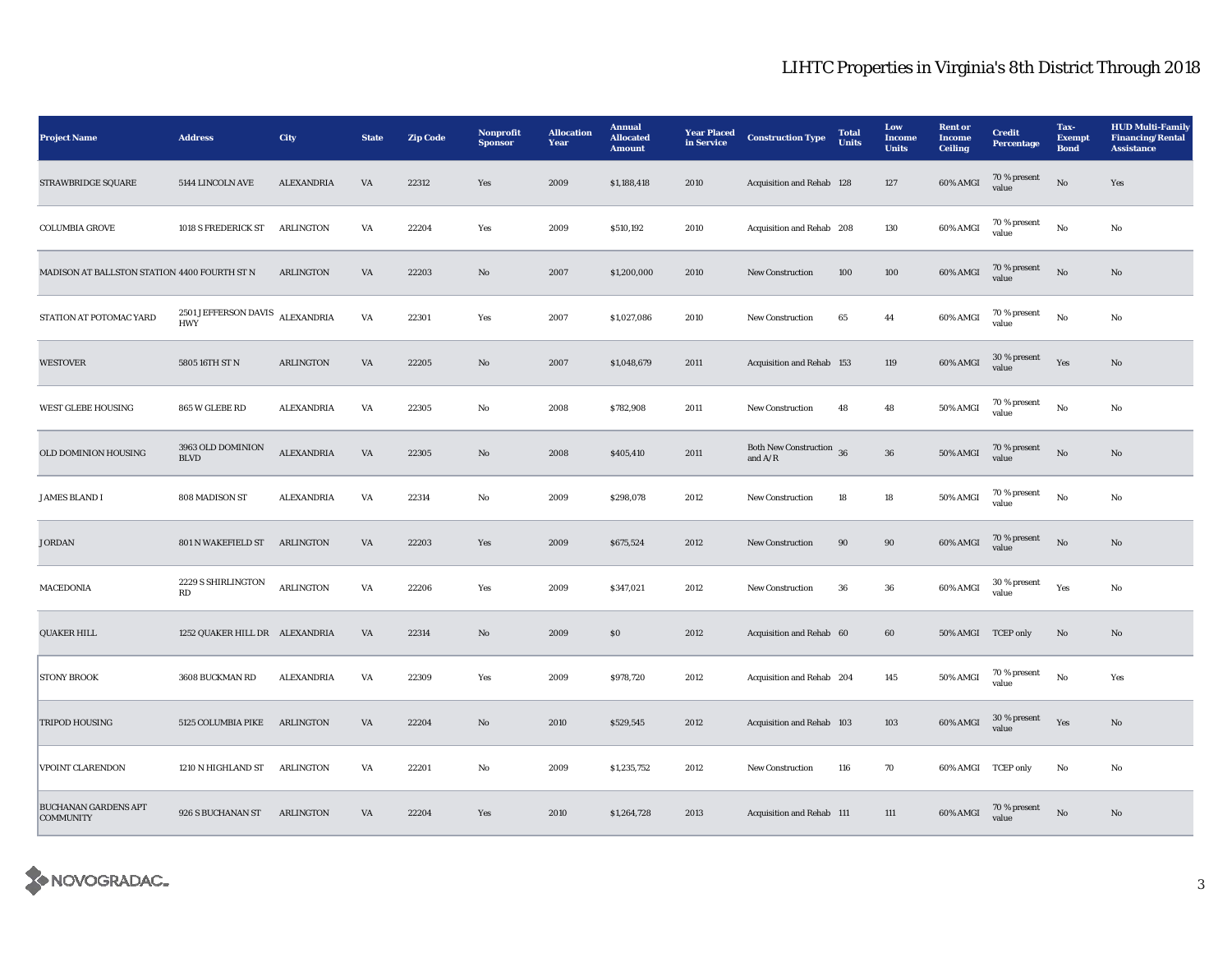## LIHTC Properties in Virginia's 8th District Through 2018

| Project Name | Address | City | State | Zip Code | Nonprofit Sponsor | Allocation Year | Annual Allocated Amount | Year Placed in Service | Construction Type | Total Units | Low Income Units | Rent or Income Ceiling | Credit Percentage | Tax-Exempt Bond | HUD Multi-Family Financing/Rental Assistance |
|---|---|---|---|---|---|---|---|---|---|---|---|---|---|---|---|
| STRAWBRIDGE SQUARE | 5144 LINCOLN AVE | ALEXANDRIA | VA | 22312 | Yes | 2009 | $1,188,418 | 2010 | Acquisition and Rehab | 128 | 127 | 60% AMGI | 70 % present value | No | Yes |
| COLUMBIA GROVE | 1018 S FREDERICK ST | ARLINGTON | VA | 22204 | Yes | 2009 | $510,192 | 2010 | Acquisition and Rehab | 208 | 130 | 60% AMGI | 70 % present value | No | No |
| MADISON AT BALLSTON STATION | 4400 FOURTH ST N | ARLINGTON | VA | 22203 | No | 2007 | $1,200,000 | 2010 | New Construction | 100 | 100 | 60% AMGI | 70 % present value | No | No |
| STATION AT POTOMAC YARD | 2501 JEFFERSON DAVIS HWY | ALEXANDRIA | VA | 22301 | Yes | 2007 | $1,027,086 | 2010 | New Construction | 65 | 44 | 60% AMGI | 70 % present value | No | No |
| WESTOVER | 5805 16TH ST N | ARLINGTON | VA | 22205 | No | 2007 | $1,048,679 | 2011 | Acquisition and Rehab | 153 | 119 | 60% AMGI | 30 % present value | Yes | No |
| WEST GLEBE HOUSING | 865 W GLEBE RD | ALEXANDRIA | VA | 22305 | No | 2008 | $782,908 | 2011 | New Construction | 48 | 48 | 50% AMGI | 70 % present value | No | No |
| OLD DOMINION HOUSING | 3963 OLD DOMINION BLVD | ALEXANDRIA | VA | 22305 | No | 2008 | $405,410 | 2011 | Both New Construction and A/R | 36 | 36 | 50% AMGI | 70 % present value | No | No |
| JAMES BLAND I | 808 MADISON ST | ALEXANDRIA | VA | 22314 | No | 2009 | $298,078 | 2012 | New Construction | 18 | 18 | 50% AMGI | 70 % present value | No | No |
| JORDAN | 801 N WAKEFIELD ST | ARLINGTON | VA | 22203 | Yes | 2009 | $675,524 | 2012 | New Construction | 90 | 90 | 60% AMGI | 70 % present value | No | No |
| MACEDONIA | 2229 S SHIRLINGTON RD | ARLINGTON | VA | 22206 | Yes | 2009 | $347,021 | 2012 | New Construction | 36 | 36 | 60% AMGI | 30 % present value | Yes | No |
| QUAKER HILL | 1252 QUAKER HILL DR | ALEXANDRIA | VA | 22314 | No | 2009 | $0 | 2012 | Acquisition and Rehab | 60 | 60 | 50% AMGI | TCEP only | No | No |
| STONY BROOK | 3608 BUCKMAN RD | ALEXANDRIA | VA | 22309 | Yes | 2009 | $978,720 | 2012 | Acquisition and Rehab | 204 | 145 | 50% AMGI | 70 % present value | No | Yes |
| TRIPOD HOUSING | 5125 COLUMBIA PIKE | ARLINGTON | VA | 22204 | No | 2010 | $529,545 | 2012 | Acquisition and Rehab | 103 | 103 | 60% AMGI | 30 % present value | Yes | No |
| VPOINT CLARENDON | 1210 N HIGHLAND ST | ARLINGTON | VA | 22201 | No | 2009 | $1,235,752 | 2012 | New Construction | 116 | 70 | 60% AMGI | TCEP only | No | No |
| BUCHANAN GARDENS APT COMMUNITY | 926 S BUCHANAN ST | ARLINGTON | VA | 22204 | Yes | 2010 | $1,264,728 | 2013 | Acquisition and Rehab | 111 | 111 | 60% AMGI | 70 % present value | No | No |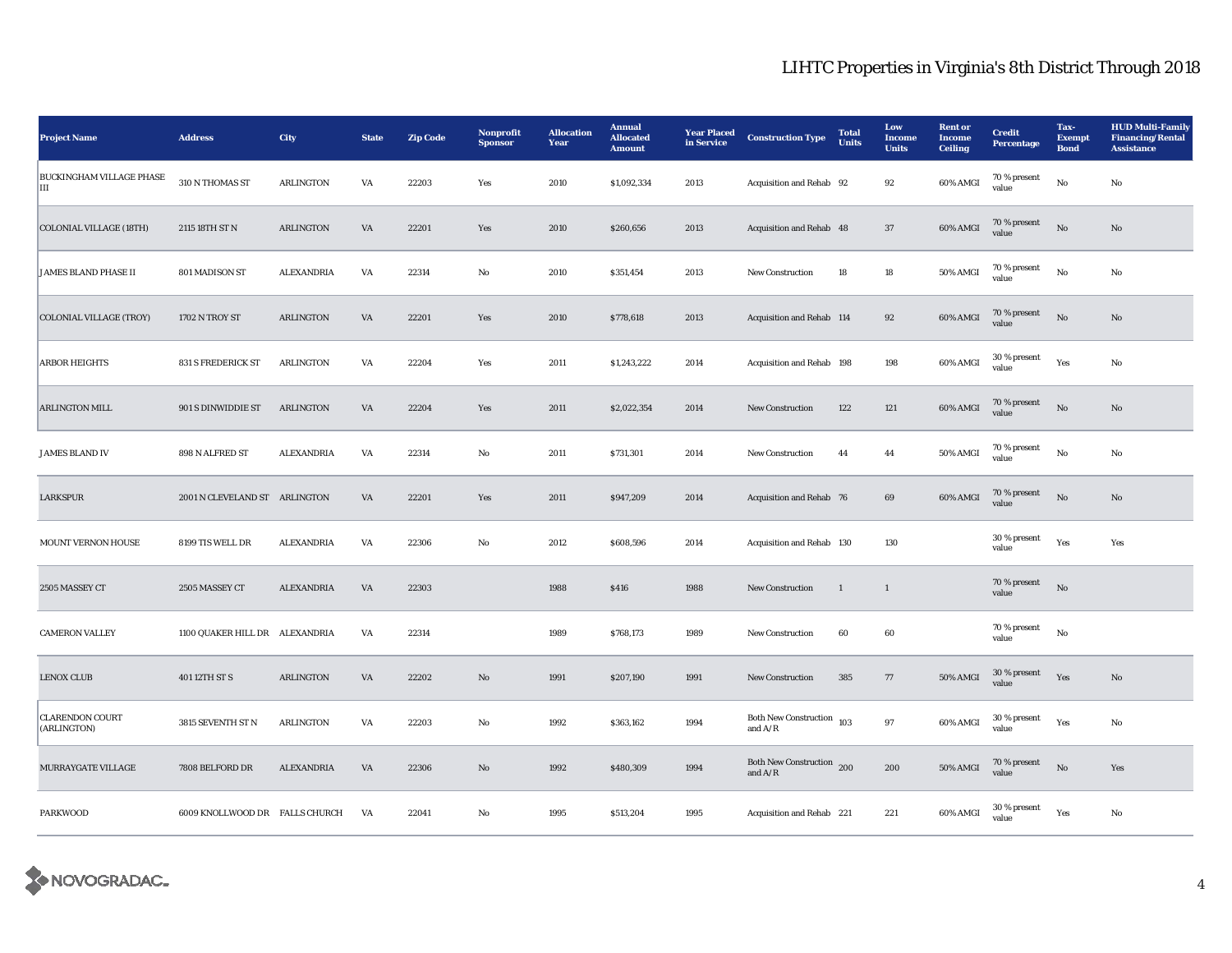# LIHTC Properties in Virginia's 8th District Through 2018

| Project Name | Address | City | State | Zip Code | Nonprofit Sponsor | Allocation Year | Annual Allocated Amount | Year Placed in Service | Construction Type | Total Units | Low Income Units | Rent or Income Ceiling | Credit Percentage | Tax-Exempt Bond | HUD Multi-Family Financing/Rental Assistance |
|---|---|---|---|---|---|---|---|---|---|---|---|---|---|---|---|
| BUCKINGHAM VILLAGE PHASE III | 310 N THOMAS ST | ARLINGTON | VA | 22203 | Yes | 2010 | $1,092,334 | 2013 | Acquisition and Rehab | 92 | 92 | 60% AMGI | 70 % present value | No | No |
| COLONIAL VILLAGE (18TH) | 2115 18TH ST N | ARLINGTON | VA | 22201 | Yes | 2010 | $260,656 | 2013 | Acquisition and Rehab | 48 | 37 | 60% AMGI | 70 % present value | No | No |
| JAMES BLAND PHASE II | 801 MADISON ST | ALEXANDRIA | VA | 22314 | No | 2010 | $351,454 | 2013 | New Construction | 18 | 18 | 50% AMGI | 70 % present value | No | No |
| COLONIAL VILLAGE (TROY) | 1702 N TROY ST | ARLINGTON | VA | 22201 | Yes | 2010 | $778,618 | 2013 | Acquisition and Rehab | 114 | 92 | 60% AMGI | 70 % present value | No | No |
| ARBOR HEIGHTS | 831 S FREDERICK ST | ARLINGTON | VA | 22204 | Yes | 2011 | $1,243,222 | 2014 | Acquisition and Rehab | 198 | 198 | 60% AMGI | 30 % present value | Yes | No |
| ARLINGTON MILL | 901 S DINWIDDIE ST | ARLINGTON | VA | 22204 | Yes | 2011 | $2,022,354 | 2014 | New Construction | 122 | 121 | 60% AMGI | 70 % present value | No | No |
| JAMES BLAND IV | 898 N ALFRED ST | ALEXANDRIA | VA | 22314 | No | 2011 | $731,301 | 2014 | New Construction | 44 | 44 | 50% AMGI | 70 % present value | No | No |
| LARKSPUR | 2001 N CLEVELAND ST | ARLINGTON | VA | 22201 | Yes | 2011 | $947,209 | 2014 | Acquisition and Rehab | 76 | 69 | 60% AMGI | 70 % present value | No | No |
| MOUNT VERNON HOUSE | 8199 TIS WELL DR | ALEXANDRIA | VA | 22306 | No | 2012 | $608,596 | 2014 | Acquisition and Rehab | 130 | 130 | | 30 % present value | Yes | Yes |
| 2505 MASSEY CT | 2505 MASSEY CT | ALEXANDRIA | VA | 22303 | | 1988 | $416 | 1988 | New Construction | 1 | 1 | | 70 % present value | No | |
| CAMERON VALLEY | 1100 QUAKER HILL DR | ALEXANDRIA | VA | 22314 | | 1989 | $768,173 | 1989 | New Construction | 60 | 60 | | 70 % present value | No | |
| LENOX CLUB | 401 12TH ST S | ARLINGTON | VA | 22202 | No | 1991 | $207,190 | 1991 | New Construction | 385 | 77 | 50% AMGI | 30 % present value | Yes | No |
| CLARENDON COURT (ARLINGTON) | 3815 SEVENTH ST N | ARLINGTON | VA | 22203 | No | 1992 | $363,162 | 1994 | Both New Construction and A/R | 103 | 97 | 60% AMGI | 30 % present value | Yes | No |
| MURRAYGATE VILLAGE | 7808 BELFORD DR | ALEXANDRIA | VA | 22306 | No | 1992 | $480,309 | 1994 | Both New Construction and A/R | 200 | 200 | 50% AMGI | 70 % present value | No | Yes |
| PARKWOOD | 6009 KNOLLWOOD DR | FALLS CHURCH | VA | 22041 | No | 1995 | $513,204 | 1995 | Acquisition and Rehab | 221 | 221 | 60% AMGI | 30 % present value | Yes | No |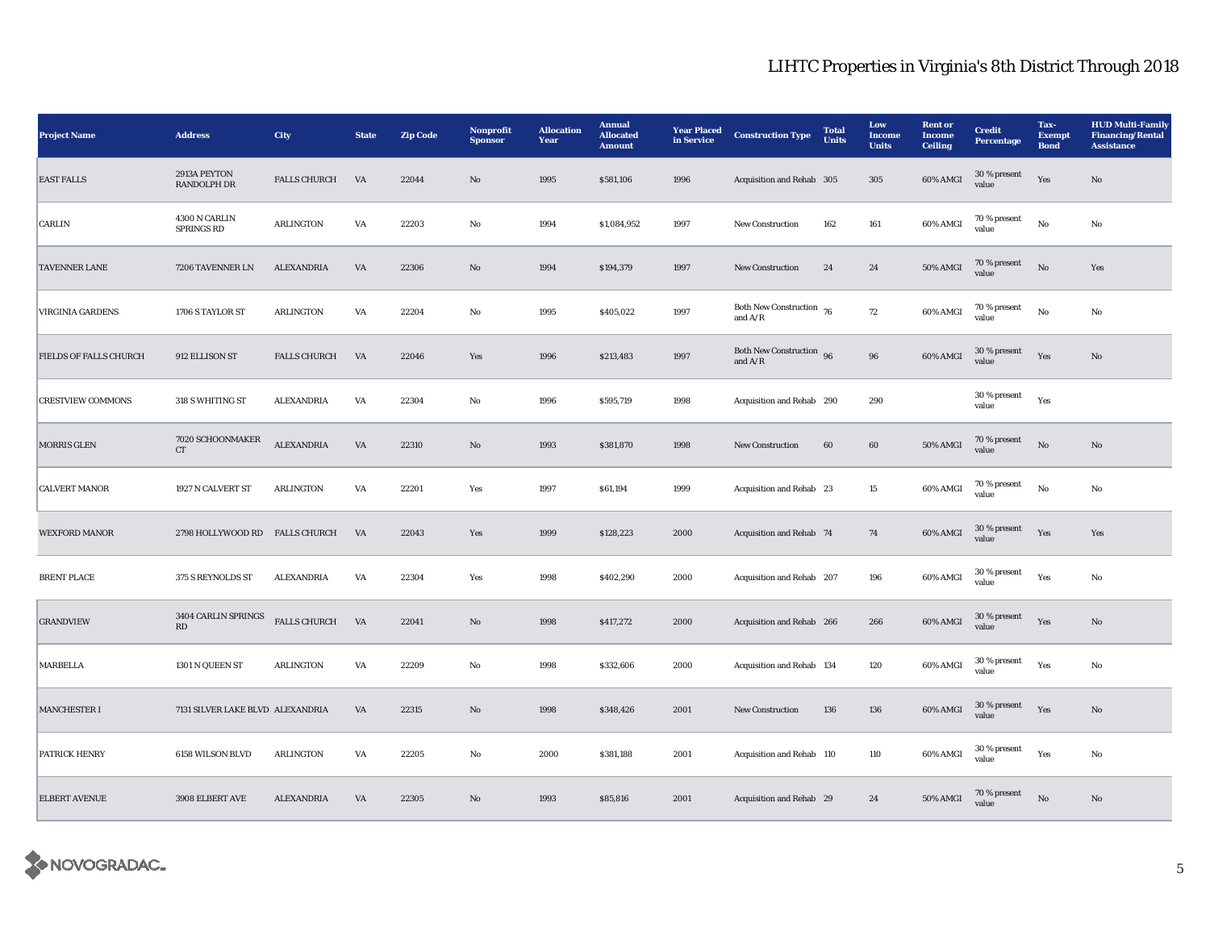# LIHTC Properties in Virginia's 8th District Through 2018

| Project Name | Address | City | State | Zip Code | Nonprofit Sponsor | Allocation Year | Annual Allocated Amount | Year Placed in Service | Construction Type | Total Units | Low Income Units | Rent or Income Ceiling | Credit Percentage | Tax-Exempt Bond | HUD Multi-Family Financing/Rental Assistance |
|---|---|---|---|---|---|---|---|---|---|---|---|---|---|---|---|
| EAST FALLS | 2913A PEYTON RANDOLPH DR | FALLS CHURCH | VA | 22044 | No | 1995 | $581,106 | 1996 | Acquisition and Rehab | 305 | 305 | 60% AMGI | 30 % present value | Yes | No |
| CARLIN | 4300 N CARLIN SPRINGS RD | ARLINGTON | VA | 22203 | No | 1994 | $1,084,952 | 1997 | New Construction | 162 | 161 | 60% AMGI | 70 % present value | No | No |
| TAVENNER LANE | 7206 TAVENNER LN | ALEXANDRIA | VA | 22306 | No | 1994 | $194,379 | 1997 | New Construction | 24 | 24 | 50% AMGI | 70 % present value | No | Yes |
| VIRGINIA GARDENS | 1706 S TAYLOR ST | ARLINGTON | VA | 22204 | No | 1995 | $405,022 | 1997 | Both New Construction and A/R | 76 | 72 | 60% AMGI | 70 % present value | No | No |
| FIELDS OF FALLS CHURCH | 912 ELLISON ST | FALLS CHURCH | VA | 22046 | Yes | 1996 | $213,483 | 1997 | Both New Construction and A/R | 96 | 96 | 60% AMGI | 30 % present value | Yes | No |
| CRESTVIEW COMMONS | 318 S WHITING ST | ALEXANDRIA | VA | 22304 | No | 1996 | $595,719 | 1998 | Acquisition and Rehab | 290 | 290 | | 30 % present value | Yes | |
| MORRIS GLEN | 7020 SCHOONMAKER CT | ALEXANDRIA | VA | 22310 | No | 1993 | $381,870 | 1998 | New Construction | 60 | 60 | 50% AMGI | 70 % present value | No | No |
| CALVERT MANOR | 1927 N CALVERT ST | ARLINGTON | VA | 22201 | Yes | 1997 | $61,194 | 1999 | Acquisition and Rehab | 23 | 15 | 60% AMGI | 70 % present value | No | No |
| WEXFORD MANOR | 2798 HOLLYWOOD RD | FALLS CHURCH | VA | 22043 | Yes | 1999 | $128,223 | 2000 | Acquisition and Rehab | 74 | 74 | 60% AMGI | 30 % present value | Yes | Yes |
| BRENT PLACE | 375 S REYNOLDS ST | ALEXANDRIA | VA | 22304 | Yes | 1998 | $402,290 | 2000 | Acquisition and Rehab | 207 | 196 | 60% AMGI | 30 % present value | Yes | No |
| GRANDVIEW | 3404 CARLIN SPRINGS RD | FALLS CHURCH | VA | 22041 | No | 1998 | $417,272 | 2000 | Acquisition and Rehab | 266 | 266 | 60% AMGI | 30 % present value | Yes | No |
| MARBELLA | 1301 N QUEEN ST | ARLINGTON | VA | 22209 | No | 1998 | $332,606 | 2000 | Acquisition and Rehab | 134 | 120 | 60% AMGI | 30 % present value | Yes | No |
| MANCHESTER I | 7131 SILVER LAKE BLVD | ALEXANDRIA | VA | 22315 | No | 1998 | $348,426 | 2001 | New Construction | 136 | 136 | 60% AMGI | 30 % present value | Yes | No |
| PATRICK HENRY | 6158 WILSON BLVD | ARLINGTON | VA | 22205 | No | 2000 | $381,188 | 2001 | Acquisition and Rehab | 110 | 110 | 60% AMGI | 30 % present value | Yes | No |
| ELBERT AVENUE | 3908 ELBERT AVE | ALEXANDRIA | VA | 22305 | No | 1993 | $85,816 | 2001 | Acquisition and Rehab | 29 | 24 | 50% AMGI | 70 % present value | No | No |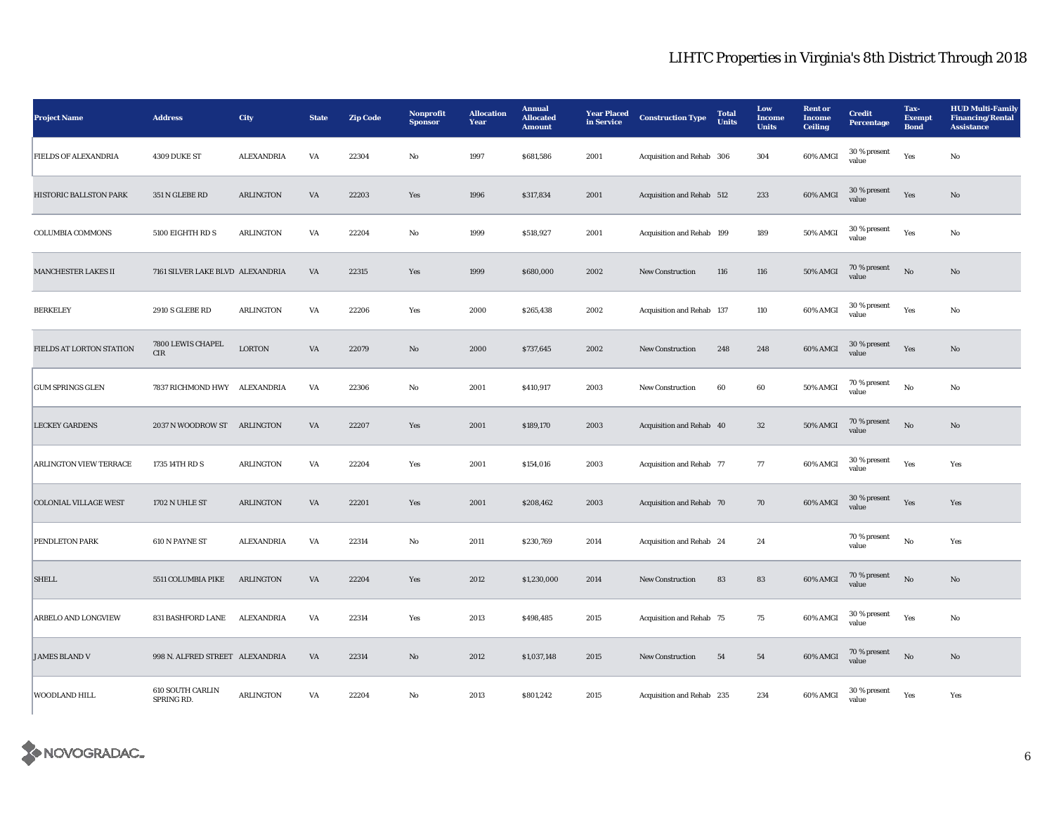# LIHTC Properties in Virginia's 8th District Through 2018

| Project Name | Address | City | State | Zip Code | Nonprofit Sponsor | Allocation Year | Annual Allocated Amount | Year Placed in Service | Construction Type | Total Units | Low Income Units | Rent or Income Ceiling | Credit Percentage | Tax-Exempt Bond | HUD Multi-Family Financing/Rental Assistance |
|---|---|---|---|---|---|---|---|---|---|---|---|---|---|---|---|
| FIELDS OF ALEXANDRIA | 4309 DUKE ST | ALEXANDRIA | VA | 22304 | No | 1997 | $681,586 | 2001 | Acquisition and Rehab | 306 | 304 | 60% AMGI | 30 % present value | Yes | No |
| HISTORIC BALLSTON PARK | 351 N GLEBE RD | ARLINGTON | VA | 22203 | Yes | 1996 | $317,834 | 2001 | Acquisition and Rehab | 512 | 233 | 60% AMGI | 30 % present value | Yes | No |
| COLUMBIA COMMONS | 5100 EIGHTH RD S | ARLINGTON | VA | 22204 | No | 1999 | $518,927 | 2001 | Acquisition and Rehab | 199 | 189 | 50% AMGI | 30 % present value | Yes | No |
| MANCHESTER LAKES II | 7161 SILVER LAKE BLVD | ALEXANDRIA | VA | 22315 | Yes | 1999 | $680,000 | 2002 | New Construction | 116 | 116 | 50% AMGI | 70 % present value | No | No |
| BERKELEY | 2910 S GLEBE RD | ARLINGTON | VA | 22206 | Yes | 2000 | $265,438 | 2002 | Acquisition and Rehab | 137 | 110 | 60% AMGI | 30 % present value | Yes | No |
| FIELDS AT LORTON STATION | 7800 LEWIS CHAPEL CIR | LORTON | VA | 22079 | No | 2000 | $737,645 | 2002 | New Construction | 248 | 248 | 60% AMGI | 30 % present value | Yes | No |
| GUM SPRINGS GLEN | 7837 RICHMOND HWY | ALEXANDRIA | VA | 22306 | No | 2001 | $410,917 | 2003 | New Construction | 60 | 60 | 50% AMGI | 70 % present value | No | No |
| LECKEY GARDENS | 2037 N WOODROW ST | ARLINGTON | VA | 22207 | Yes | 2001 | $189,170 | 2003 | Acquisition and Rehab | 40 | 32 | 50% AMGI | 70 % present value | No | No |
| ARLINGTON VIEW TERRACE | 1735 14TH RD S | ARLINGTON | VA | 22204 | Yes | 2001 | $154,016 | 2003 | Acquisition and Rehab | 77 | 77 | 60% AMGI | 30 % present value | Yes | Yes |
| COLONIAL VILLAGE WEST | 1702 N UHLE ST | ARLINGTON | VA | 22201 | Yes | 2001 | $208,462 | 2003 | Acquisition and Rehab | 70 | 70 | 60% AMGI | 30 % present value | Yes | Yes |
| PENDLETON PARK | 610 N PAYNE ST | ALEXANDRIA | VA | 22314 | No | 2011 | $230,769 | 2014 | Acquisition and Rehab | 24 | 24 | | 70 % present value | No | Yes |
| SHELL | 5511 COLUMBIA PIKE | ARLINGTON | VA | 22204 | Yes | 2012 | $1,230,000 | 2014 | New Construction | 83 | 83 | 60% AMGI | 70 % present value | No | No |
| ARBELO AND LONGVIEW | 831 BASHFORD LANE | ALEXANDRIA | VA | 22314 | Yes | 2013 | $498,485 | 2015 | Acquisition and Rehab | 75 | 75 | 60% AMGI | 30 % present value | Yes | No |
| JAMES BLAND V | 998 N. ALFRED STREET | ALEXANDRIA | VA | 22314 | No | 2012 | $1,037,148 | 2015 | New Construction | 54 | 54 | 60% AMGI | 70 % present value | No | No |
| WOODLAND HILL | 610 SOUTH CARLIN SPRING RD. | ARLINGTON | VA | 22204 | No | 2013 | $801,242 | 2015 | Acquisition and Rehab | 235 | 234 | 60% AMGI | 30 % present value | Yes | Yes |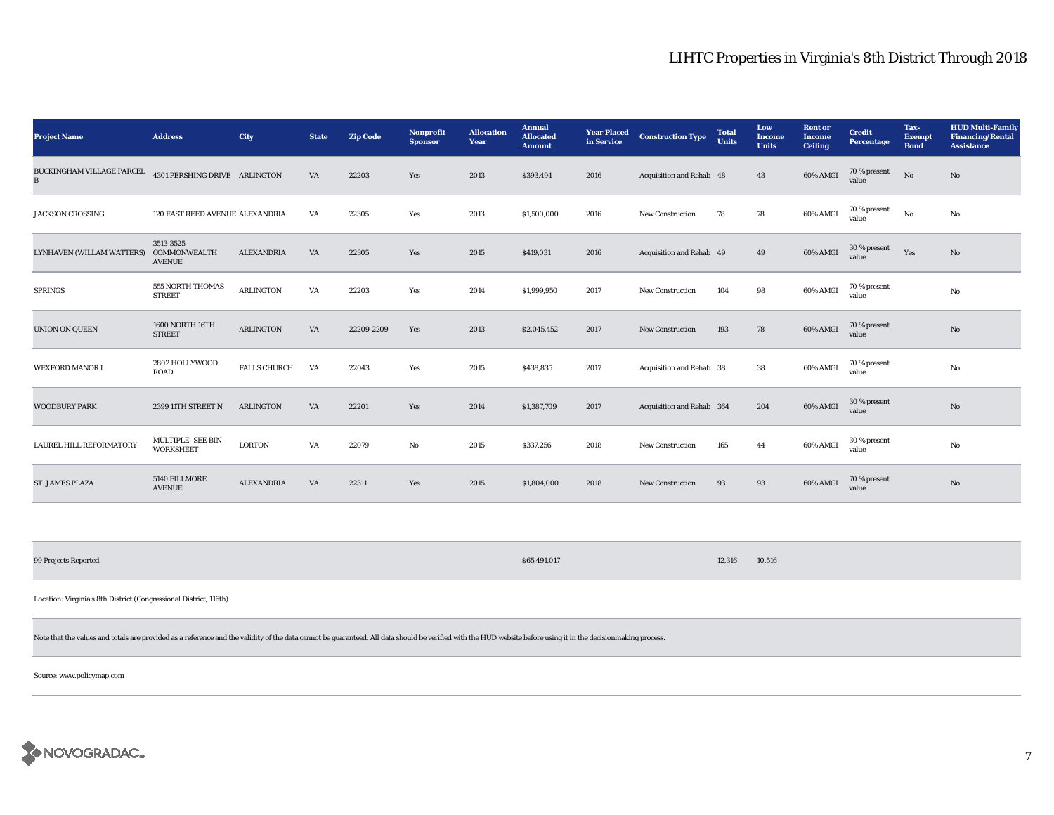| Project Name | Address | City | State | Zip Code | Nonprofit Sponsor | Allocation Year | Annual Allocated Amount | Year Placed in Service | Construction Type | Total Units | Low Income Units | Rent or Income Ceiling | Credit Percentage | Tax-Exempt Bond | HUD Multi-Family Financing/Rental Assistance |
|---|---|---|---|---|---|---|---|---|---|---|---|---|---|---|---|
| BUCKINGHAM VILLAGE PARCEL B | 4301 PERSHING DRIVE | ARLINGTON | VA | 22203 | Yes | 2013 | $393,494 | 2016 | Acquisition and Rehab | 48 | 43 | 60% AMGI | 70 % present value | No | No |
| JACKSON CROSSING | 120 EAST REED AVENUE | ALEXANDRIA | VA | 22305 | Yes | 2013 | $1,500,000 | 2016 | New Construction | 78 | 78 | 60% AMGI | 70 % present value | No | No |
| LYNHAVEN (WILLAM WATTERS) | 3513-3525 COMMONWEALTH AVENUE | ALEXANDRIA | VA | 22305 | Yes | 2015 | $419,031 | 2016 | Acquisition and Rehab | 49 | 49 | 60% AMGI | 30 % present value | Yes | No |
| SPRINGS | 555 NORTH THOMAS STREET | ARLINGTON | VA | 22203 | Yes | 2014 | $1,999,950 | 2017 | New Construction | 104 | 98 | 60% AMGI | 70 % present value | | No |
| UNION ON QUEEN | 1600 NORTH 16TH STREET | ARLINGTON | VA | 22209-2209 | Yes | 2013 | $2,045,452 | 2017 | New Construction | 193 | 78 | 60% AMGI | 70 % present value | | No |
| WEXFORD MANOR I | 2802 HOLLYWOOD ROAD | FALLS CHURCH | VA | 22043 | Yes | 2015 | $438,835 | 2017 | Acquisition and Rehab | 38 | 38 | 60% AMGI | 70 % present value | | No |
| WOODBURY PARK | 2399 11TH STREET N | ARLINGTON | VA | 22201 | Yes | 2014 | $1,387,709 | 2017 | Acquisition and Rehab | 364 | 204 | 60% AMGI | 30 % present value | | No |
| LAUREL HILL REFORMATORY | MULTIPLE- SEE BIN WORKSHEET | LORTON | VA | 22079 | No | 2015 | $337,256 | 2018 | New Construction | 165 | 44 | 60% AMGI | 30 % present value | | No |
| ST. JAMES PLAZA | 5140 FILLMORE AVENUE | ALEXANDRIA | VA | 22311 | Yes | 2015 | $1,804,000 | 2018 | New Construction | 93 | 93 | 60% AMGI | 70 % present value | | No |
| | | | | | | | | | | | | | | | |
| 99 Projects Reported | | | | | | | $65,491,017 | | | 12,316 | 10,516 | | | | |

Location: Virginia's 8th District (Congressional District, 116th)

Note that the values and totals are provided as a reference and the validity of the data cannot be guaranteed. All data should be verified with the HUD website before using it in the decisionmaking process.

Source: www.policymap.com